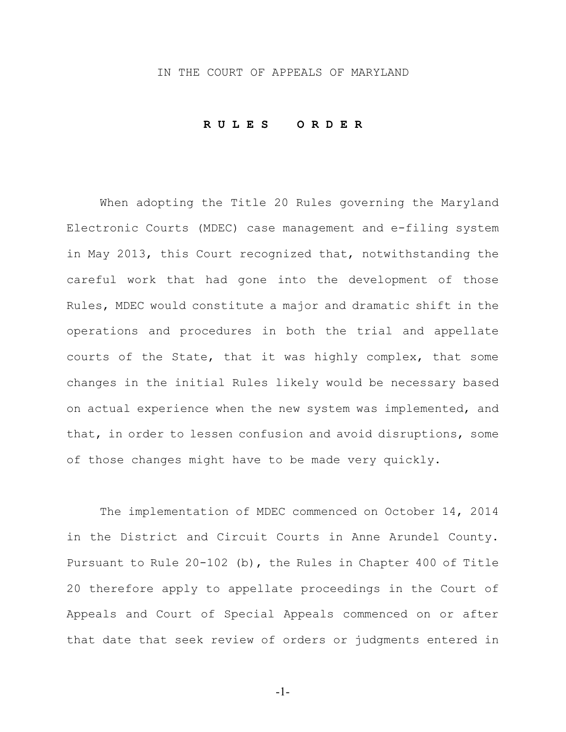IN THE COURT OF APPEALS OF MARYLAND

**R U L E S   O R D E R**

When adopting the Title 20 Rules governing the Maryland Electronic Courts (MDEC) case management and e-filing system in May 2013, this Court recognized that, notwithstanding the careful work that had gone into the development of those Rules, MDEC would constitute a major and dramatic shift in the operations and procedures in both the trial and appellate courts of the State, that it was highly complex, that some changes in the initial Rules likely would be necessary based on actual experience when the new system was implemented, and that, in order to lessen confusion and avoid disruptions, some of those changes might have to be made very quickly.

The implementation of MDEC commenced on October 14, 2014 in the District and Circuit Courts in Anne Arundel County. Pursuant to Rule 20-102 (b), the Rules in Chapter 400 of Title 20 therefore apply to appellate proceedings in the Court of Appeals and Court of Special Appeals commenced on or after that date that seek review of orders or judgments entered in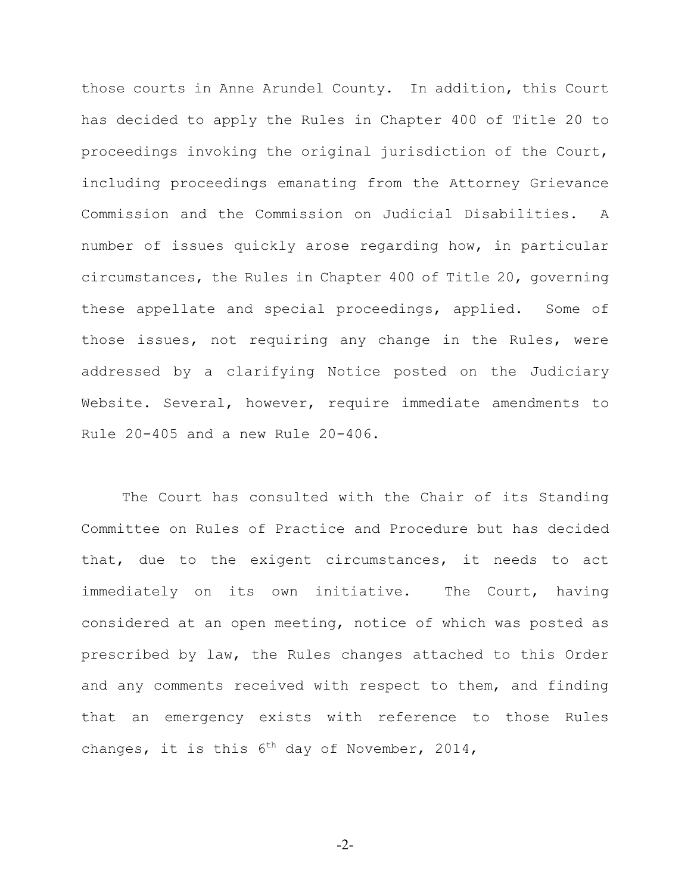those courts in Anne Arundel County. In addition, this Court has decided to apply the Rules in Chapter 400 of Title 20 to proceedings invoking the original jurisdiction of the Court, including proceedings emanating from the Attorney Grievance Commission and the Commission on Judicial Disabilities. A number of issues quickly arose regarding how, in particular circumstances, the Rules in Chapter 400 of Title 20, governing these appellate and special proceedings, applied. Some of those issues, not requiring any change in the Rules, were addressed by a clarifying Notice posted on the Judiciary Website. Several, however, require immediate amendments to Rule 20-405 and a new Rule 20-406.

The Court has consulted with the Chair of its Standing Committee on Rules of Practice and Procedure but has decided that, due to the exigent circumstances, it needs to act immediately on its own initiative. The Court, having considered at an open meeting, notice of which was posted as prescribed by law, the Rules changes attached to this Order and any comments received with respect to them, and finding that an emergency exists with reference to those Rules changes, it is this 6th day of November, 2014,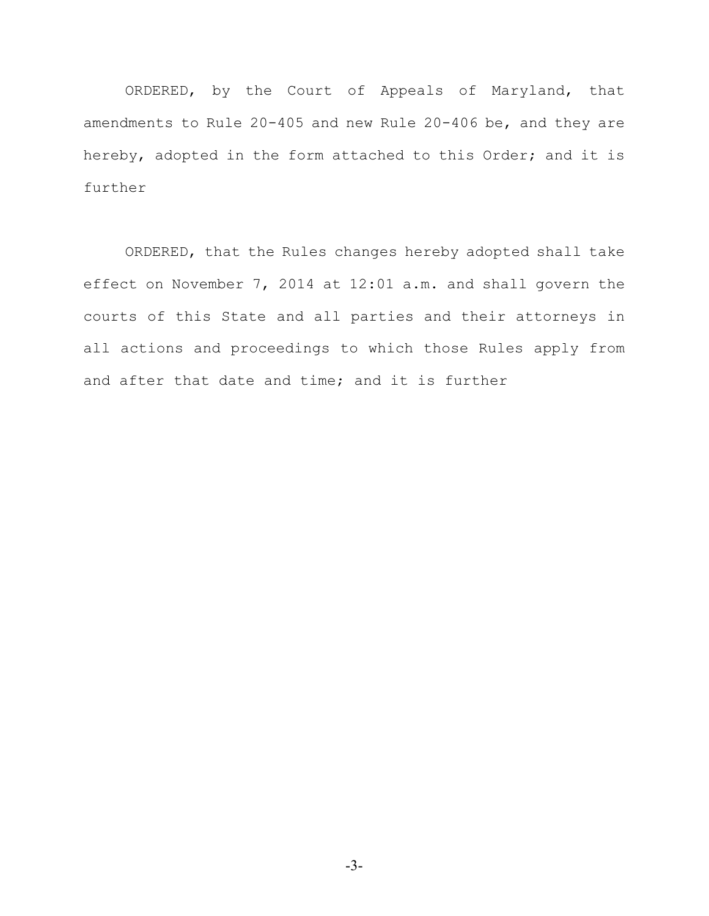ORDERED, by the Court of Appeals of Maryland, that amendments to Rule 20-405 and new Rule 20-406 be, and they are hereby, adopted in the form attached to this Order; and it is further

ORDERED, that the Rules changes hereby adopted shall take effect on November 7, 2014 at 12:01 a.m. and shall govern the courts of this State and all parties and their attorneys in all actions and proceedings to which those Rules apply from and after that date and time; and it is further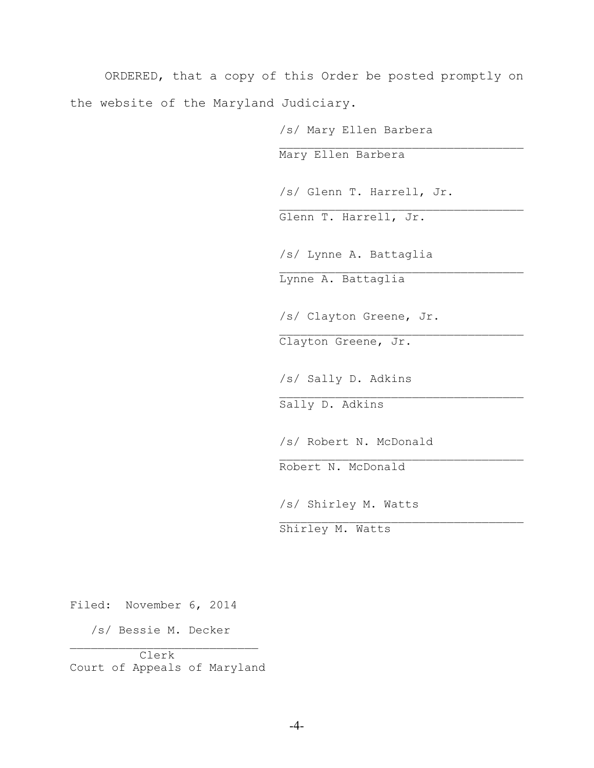ORDERED, that a copy of this Order be posted promptly on the website of the Maryland Judiciary.

/s/ Mary Ellen Barbera
___________________________________
Mary Ellen Barbera

/s/ Glenn T. Harrell, Jr.
___________________________________
Glenn T. Harrell, Jr.

/s/ Lynne A. Battaglia
___________________________________
Lynne A. Battaglia

/s/ Clayton Greene, Jr.
___________________________________
Clayton Greene, Jr.

/s/ Sally D. Adkins
___________________________________
Sally D. Adkins

/s/ Robert N. McDonald
___________________________________
Robert N. McDonald

/s/ Shirley M. Watts
___________________________________
Shirley M. Watts

Filed: November 6, 2014

/s/ Bessie M. Decker
___________________________
Clerk
Court of Appeals of Maryland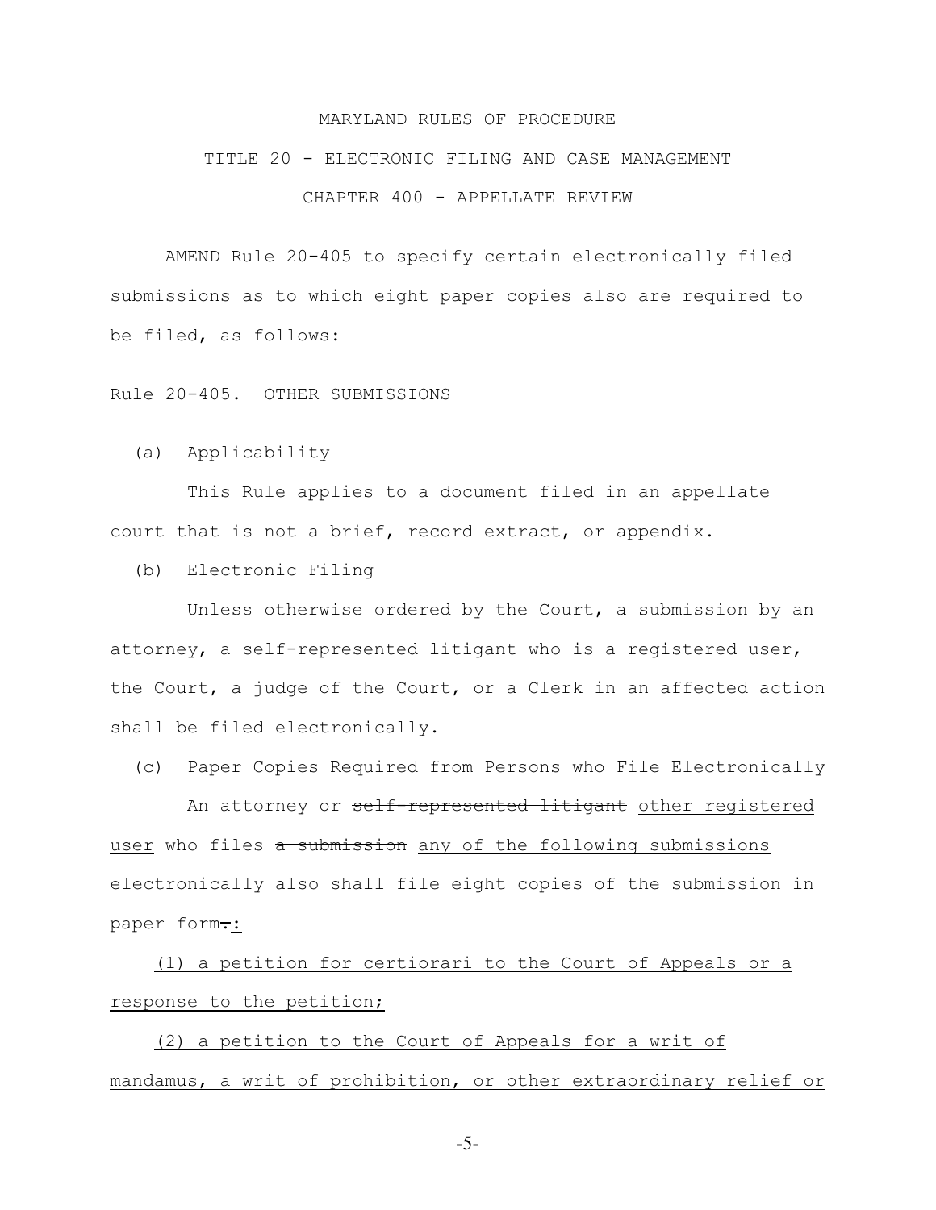MARYLAND RULES OF PROCEDURE

TITLE 20 - ELECTRONIC FILING AND CASE MANAGEMENT

CHAPTER 400 - APPELLATE REVIEW

AMEND Rule 20-405 to specify certain electronically filed submissions as to which eight paper copies also are required to be filed, as follows:

Rule 20-405. OTHER SUBMISSIONS

(a) Applicability

This Rule applies to a document filed in an appellate court that is not a brief, record extract, or appendix.

(b) Electronic Filing

Unless otherwise ordered by the Court, a submission by an attorney, a self-represented litigant who is a registered user, the Court, a judge of the Court, or a Clerk in an affected action shall be filed electronically.

(c) Paper Copies Required from Persons who File Electronically

An attorney or ~~self-represented litigant~~ <u>other registered user</u> who files ~~a submission~~ <u>any of the following submissions</u> electronically also shall file eight copies of the submission in paper form~~.~~<u>:</u>

<u>(1) a petition for certiorari to the Court of Appeals or a response to the petition;</u>

<u>(2) a petition to the Court of Appeals for a writ of mandamus, a writ of prohibition, or other extraordinary relief or</u>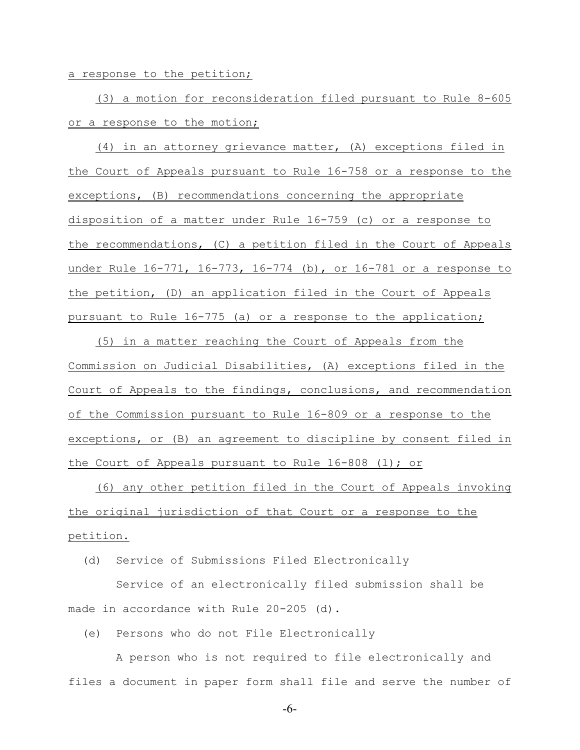a response to the petition;

(3) a motion for reconsideration filed pursuant to Rule 8-605 or a response to the motion;

(4) in an attorney grievance matter, (A) exceptions filed in the Court of Appeals pursuant to Rule 16-758 or a response to the exceptions, (B) recommendations concerning the appropriate disposition of a matter under Rule 16-759 (c) or a response to the recommendations, (C) a petition filed in the Court of Appeals under Rule 16-771, 16-773, 16-774 (b), or 16-781 or a response to the petition, (D) an application filed in the Court of Appeals pursuant to Rule 16-775 (a) or a response to the application;

(5) in a matter reaching the Court of Appeals from the Commission on Judicial Disabilities, (A) exceptions filed in the Court of Appeals to the findings, conclusions, and recommendation of the Commission pursuant to Rule 16-809 or a response to the exceptions, or (B) an agreement to discipline by consent filed in the Court of Appeals pursuant to Rule 16-808 (l); or

(6) any other petition filed in the Court of Appeals invoking the original jurisdiction of that Court or a response to the petition.

(d) Service of Submissions Filed Electronically

Service of an electronically filed submission shall be made in accordance with Rule 20-205 (d).

(e) Persons who do not File Electronically

A person who is not required to file electronically and files a document in paper form shall file and serve the number of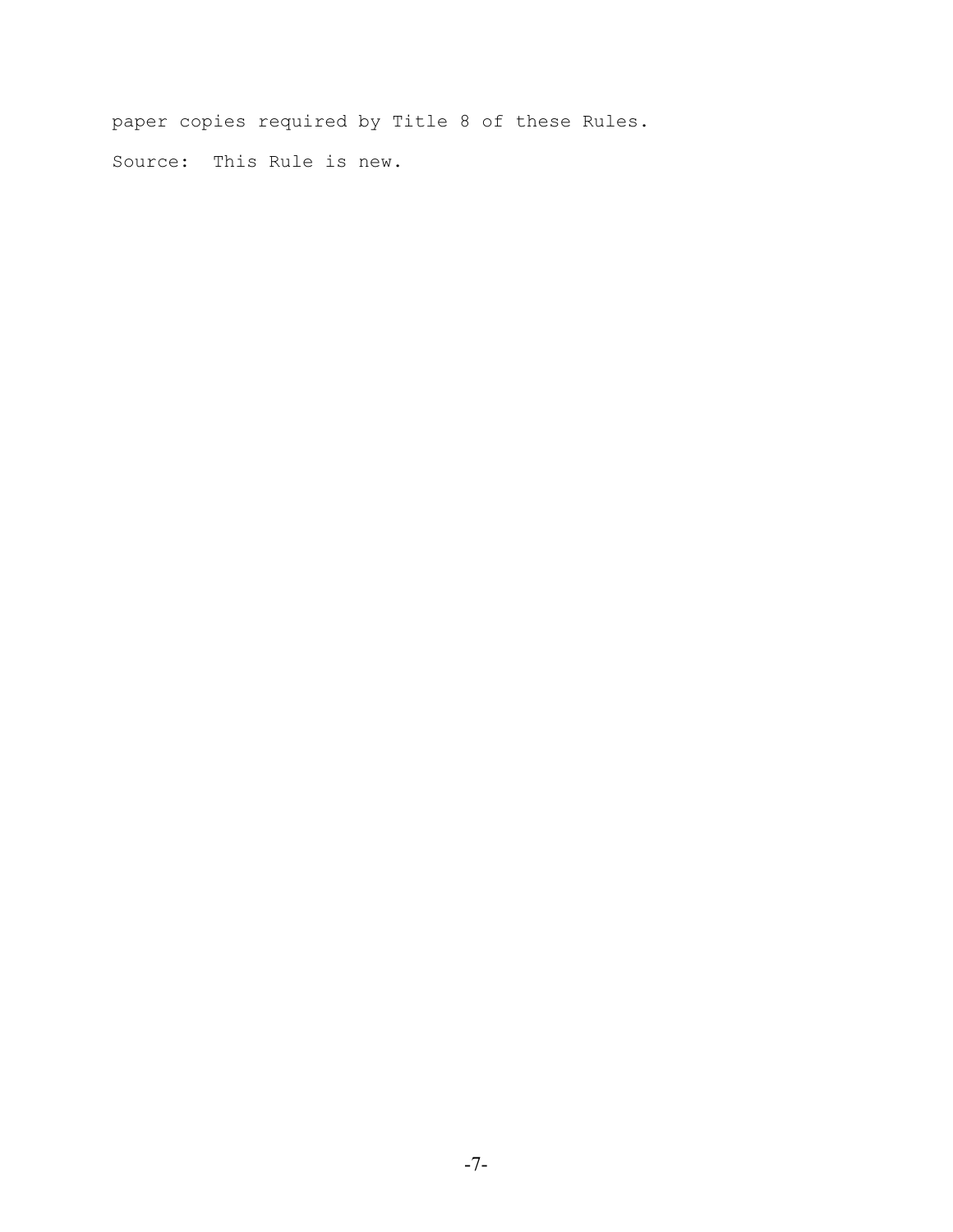paper copies required by Title 8 of these Rules.

Source: This Rule is new.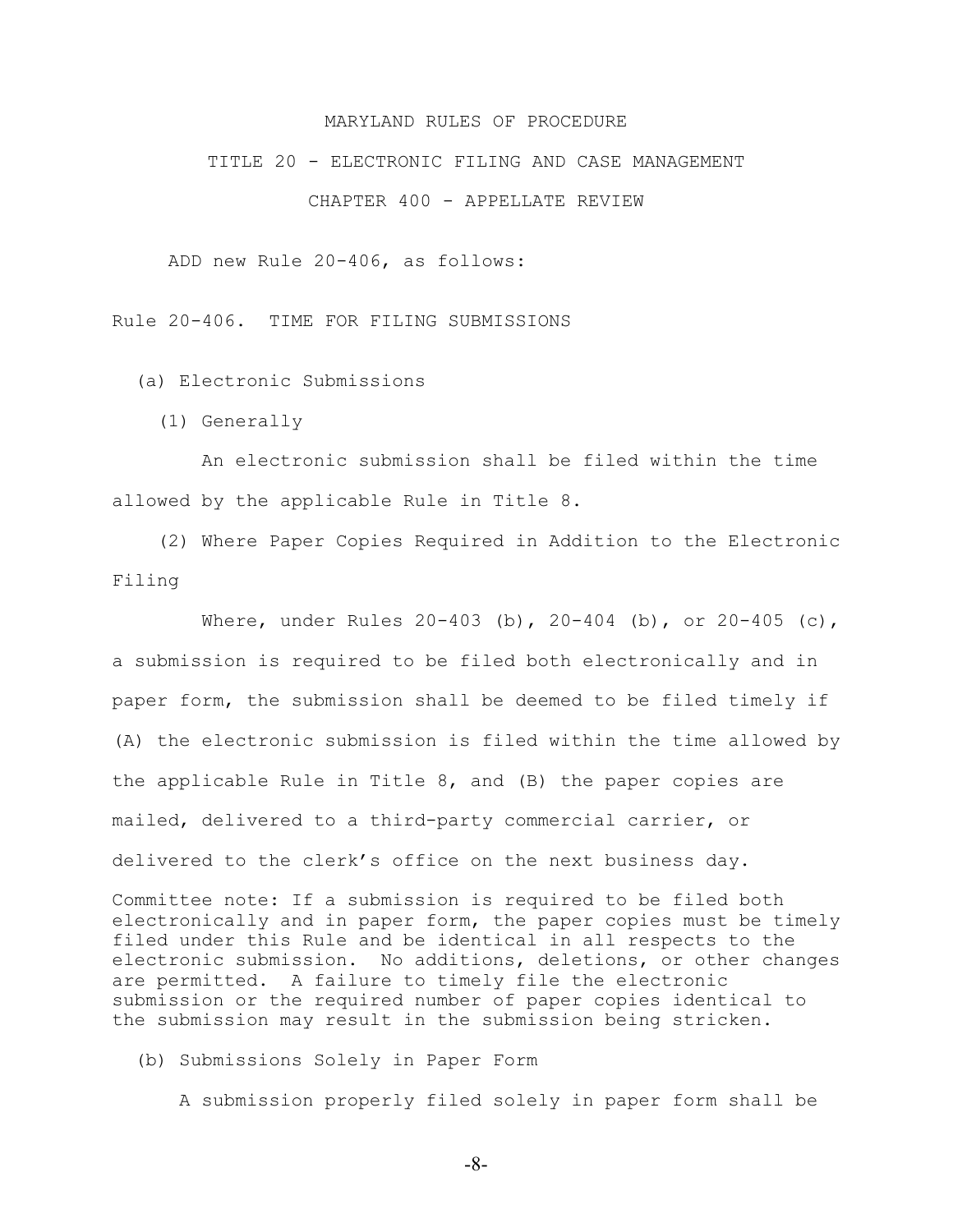MARYLAND RULES OF PROCEDURE

TITLE 20 - ELECTRONIC FILING AND CASE MANAGEMENT

CHAPTER 400 - APPELLATE REVIEW

ADD new Rule 20-406, as follows:

Rule 20-406. TIME FOR FILING SUBMISSIONS

(a) Electronic Submissions

(1) Generally

An electronic submission shall be filed within the time allowed by the applicable Rule in Title 8.

(2) Where Paper Copies Required in Addition to the Electronic Filing

Where, under Rules 20-403 (b), 20-404 (b), or 20-405 (c), a submission is required to be filed both electronically and in paper form, the submission shall be deemed to be filed timely if (A) the electronic submission is filed within the time allowed by the applicable Rule in Title 8, and (B) the paper copies are mailed, delivered to a third-party commercial carrier, or delivered to the clerk's office on the next business day.

Committee note: If a submission is required to be filed both electronically and in paper form, the paper copies must be timely filed under this Rule and be identical in all respects to the electronic submission. No additions, deletions, or other changes are permitted. A failure to timely file the electronic submission or the required number of paper copies identical to the submission may result in the submission being stricken.

(b) Submissions Solely in Paper Form

A submission properly filed solely in paper form shall be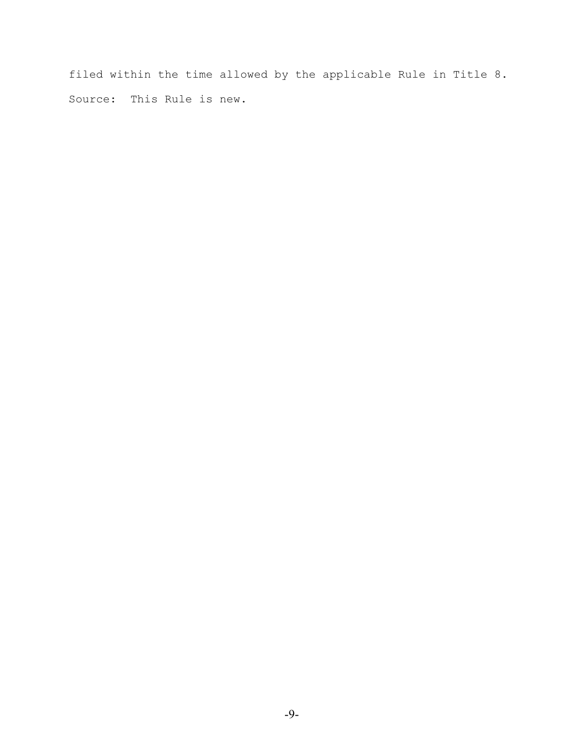filed within the time allowed by the applicable Rule in Title 8.

Source: This Rule is new.